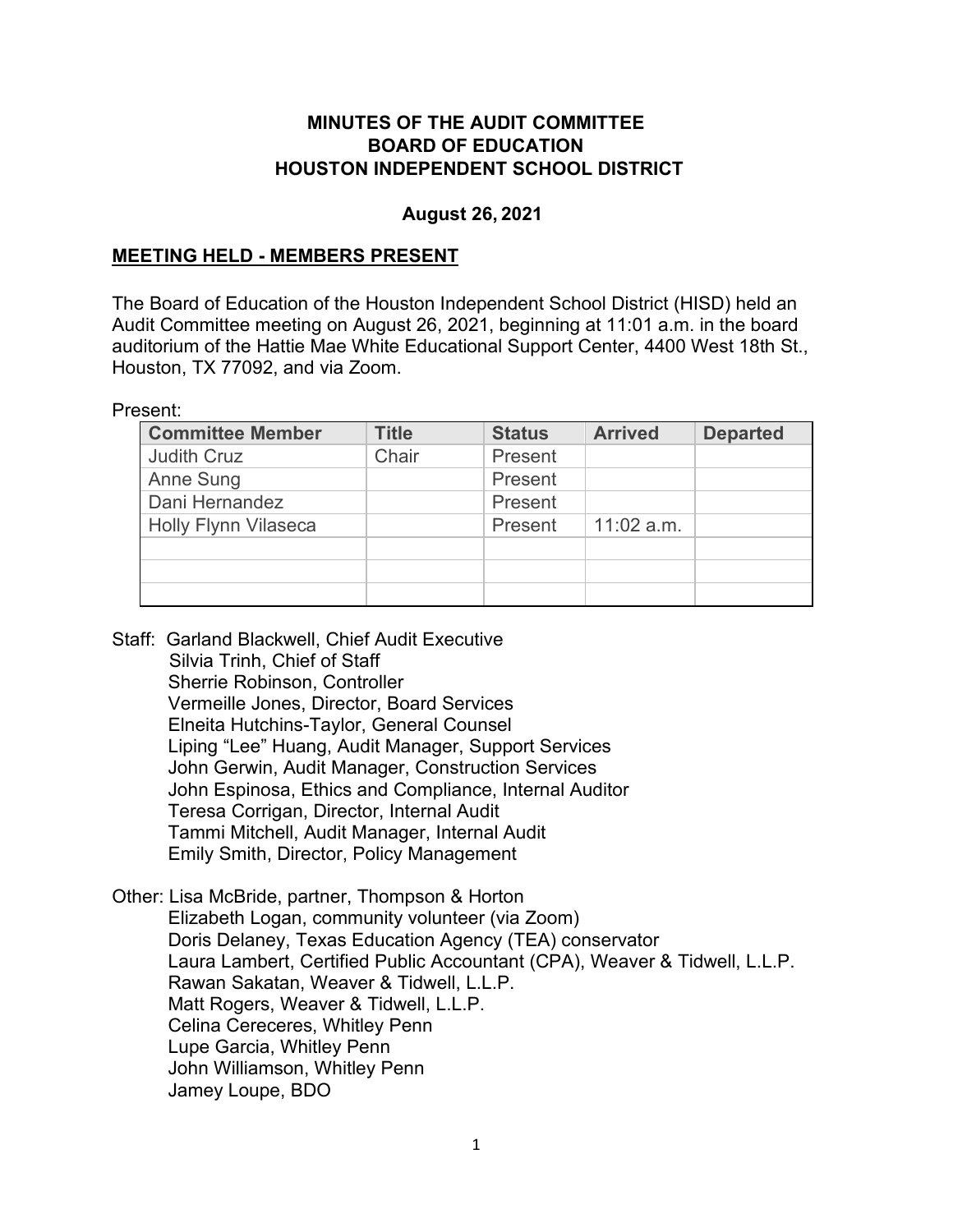**MINUTES OF THE AUDIT COMMITTEE**
**BOARD OF EDUCATION**
**HOUSTON INDEPENDENT SCHOOL DISTRICT**

**August 26, 2021**

## MEETING HELD - MEMBERS PRESENT

The Board of Education of the Houston Independent School District (HISD) held an Audit Committee meeting on August 26, 2021, beginning at 11:01 a.m. in the board auditorium of the Hattie Mae White Educational Support Center, 4400 West 18th St., Houston, TX 77092, and via Zoom.

Present:

| Committee Member | Title | Status | Arrived | Departed |
|---|---|---|---|---|
| Judith Cruz | Chair | Present | | |
| Anne Sung | | Present | | |
| Dani Hernandez | | Present | | |
| Holly Flynn Vilaseca | | Present | 11:02 a.m. | |
| | | | | |
| | | | | |
| | | | | |

Staff: Garland Blackwell, Chief Audit Executive
Silvia Trinh, Chief of Staff
Sherrie Robinson, Controller
Vermeille Jones, Director, Board Services
Elneita Hutchins-Taylor, General Counsel
Liping "Lee" Huang, Audit Manager, Support Services
John Gerwin, Audit Manager, Construction Services
John Espinosa, Ethics and Compliance, Internal Auditor
Teresa Corrigan, Director, Internal Audit
Tammi Mitchell, Audit Manager, Internal Audit
Emily Smith, Director, Policy Management

Other: Lisa McBride, partner, Thompson & Horton
Elizabeth Logan, community volunteer (via Zoom)
Doris Delaney, Texas Education Agency (TEA) conservator
Laura Lambert, Certified Public Accountant (CPA), Weaver & Tidwell, L.L.P.
Rawan Sakatan, Weaver & Tidwell, L.L.P.
Matt Rogers, Weaver & Tidwell, L.L.P.
Celina Cereceres, Whitley Penn
Lupe Garcia, Whitley Penn
John Williamson, Whitley Penn
Jamey Loupe, BDO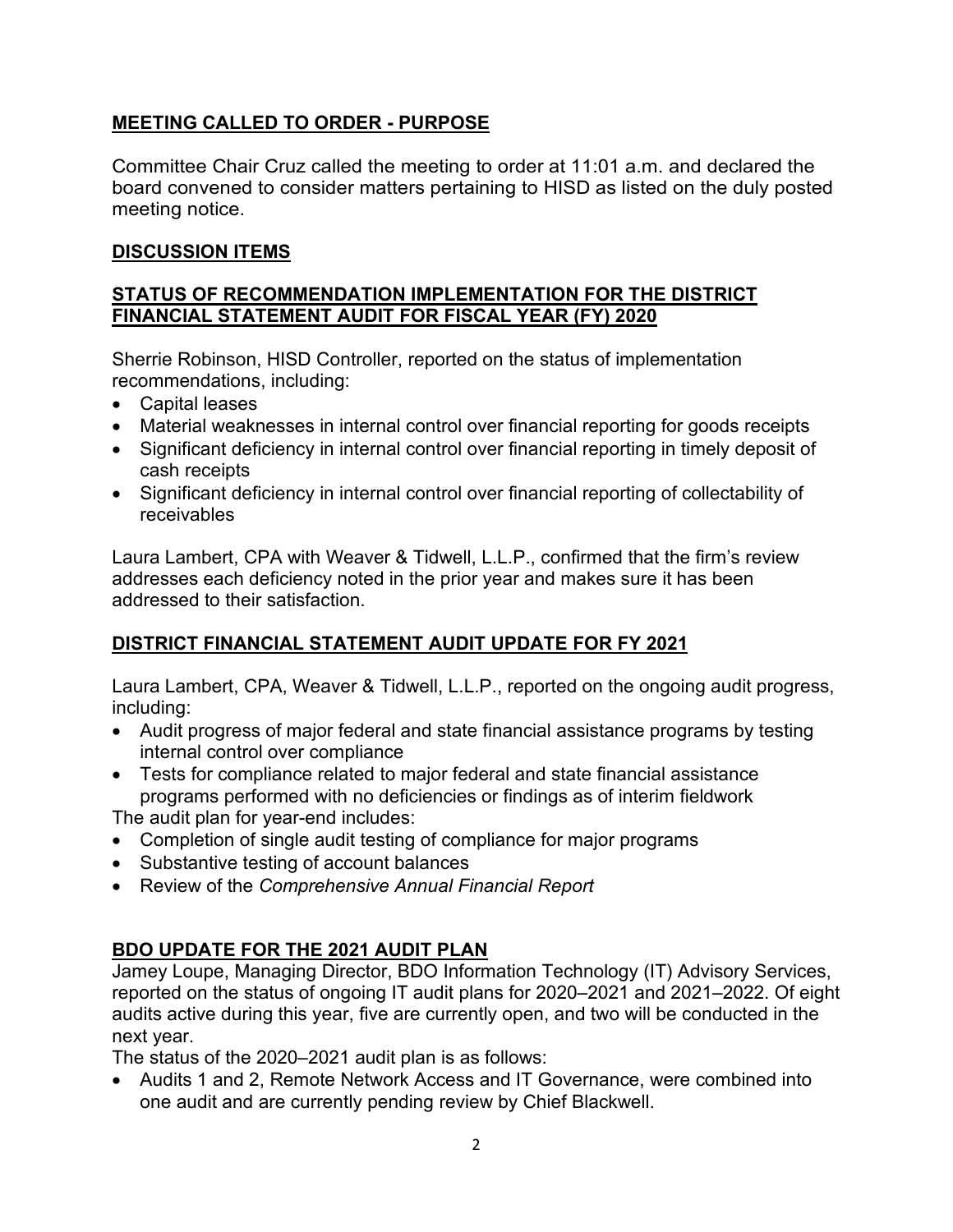## MEETING CALLED TO ORDER - PURPOSE

Committee Chair Cruz called the meeting to order at 11:01 a.m. and declared the board convened to consider matters pertaining to HISD as listed on the duly posted meeting notice.

## DISCUSSION ITEMS

## STATUS OF RECOMMENDATION IMPLEMENTATION FOR THE DISTRICT FINANCIAL STATEMENT AUDIT FOR FISCAL YEAR (FY) 2020

Sherrie Robinson, HISD Controller, reported on the status of implementation recommendations, including:

- Capital leases
- Material weaknesses in internal control over financial reporting for goods receipts
- Significant deficiency in internal control over financial reporting in timely deposit of cash receipts
- Significant deficiency in internal control over financial reporting of collectability of receivables

Laura Lambert, CPA with Weaver & Tidwell, L.L.P., confirmed that the firm's review addresses each deficiency noted in the prior year and makes sure it has been addressed to their satisfaction.

## DISTRICT FINANCIAL STATEMENT AUDIT UPDATE FOR FY 2021

Laura Lambert, CPA, Weaver & Tidwell, L.L.P., reported on the ongoing audit progress, including:

- Audit progress of major federal and state financial assistance programs by testing internal control over compliance
- Tests for compliance related to major federal and state financial assistance programs performed with no deficiencies or findings as of interim fieldwork

The audit plan for year-end includes:

- Completion of single audit testing of compliance for major programs
- Substantive testing of account balances
- Review of the *Comprehensive Annual Financial Report*

## BDO UPDATE FOR THE 2021 AUDIT PLAN

Jamey Loupe, Managing Director, BDO Information Technology (IT) Advisory Services, reported on the status of ongoing IT audit plans for 2020–2021 and 2021–2022. Of eight audits active during this year, five are currently open, and two will be conducted in the next year.

The status of the 2020–2021 audit plan is as follows:

- Audits 1 and 2, Remote Network Access and IT Governance, were combined into one audit and are currently pending review by Chief Blackwell.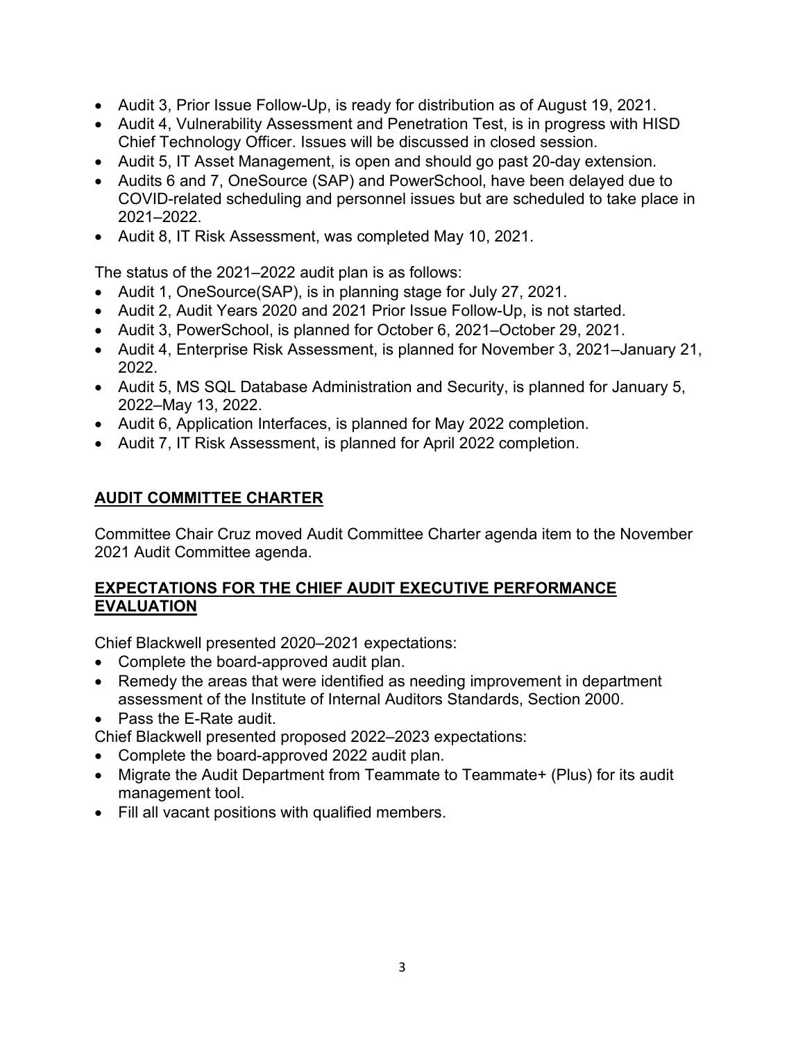- Audit 3, Prior Issue Follow-Up, is ready for distribution as of August 19, 2021.
- Audit 4, Vulnerability Assessment and Penetration Test, is in progress with HISD Chief Technology Officer. Issues will be discussed in closed session.
- Audit 5, IT Asset Management, is open and should go past 20-day extension.
- Audits 6 and 7, OneSource (SAP) and PowerSchool, have been delayed due to COVID-related scheduling and personnel issues but are scheduled to take place in 2021–2022.
- Audit 8, IT Risk Assessment, was completed May 10, 2021.

The status of the 2021–2022 audit plan is as follows:

- Audit 1, OneSource(SAP), is in planning stage for July 27, 2021.
- Audit 2, Audit Years 2020 and 2021 Prior Issue Follow-Up, is not started.
- Audit 3, PowerSchool, is planned for October 6, 2021–October 29, 2021.
- Audit 4, Enterprise Risk Assessment, is planned for November 3, 2021–January 21, 2022.
- Audit 5, MS SQL Database Administration and Security, is planned for January 5, 2022–May 13, 2022.
- Audit 6, Application Interfaces, is planned for May 2022 completion.
- Audit 7, IT Risk Assessment, is planned for April 2022 completion.

## AUDIT COMMITTEE CHARTER

Committee Chair Cruz moved Audit Committee Charter agenda item to the November 2021 Audit Committee agenda.

## EXPECTATIONS FOR THE CHIEF AUDIT EXECUTIVE PERFORMANCE EVALUATION

Chief Blackwell presented 2020–2021 expectations:

- Complete the board-approved audit plan.
- Remedy the areas that were identified as needing improvement in department assessment of the Institute of Internal Auditors Standards, Section 2000.
- Pass the E-Rate audit.

Chief Blackwell presented proposed 2022–2023 expectations:

- Complete the board-approved 2022 audit plan.
- Migrate the Audit Department from Teammate to Teammate+ (Plus) for its audit management tool.
- Fill all vacant positions with qualified members.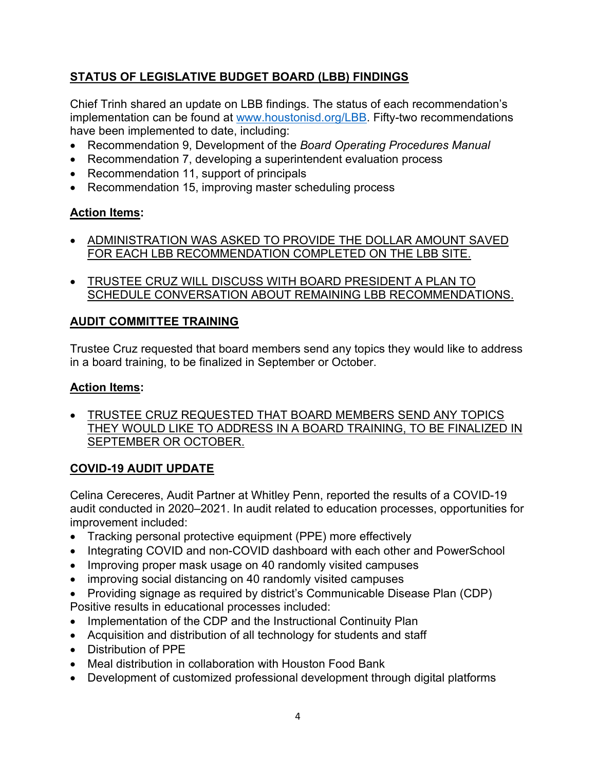## STATUS OF LEGISLATIVE BUDGET BOARD (LBB) FINDINGS

Chief Trinh shared an update on LBB findings. The status of each recommendation's implementation can be found at [www.houstonisd.org/LBB](http://www.houstonisd.org/LBB). Fifty-two recommendations have been implemented to date, including:

- Recommendation 9, Development of the *Board Operating Procedures Manual*
- Recommendation 7, developing a superintendent evaluation process
- Recommendation 11, support of principals
- Recommendation 15, improving master scheduling process

**Action Items:**

- ADMINISTRATION WAS ASKED TO PROVIDE THE DOLLAR AMOUNT SAVED FOR EACH LBB RECOMMENDATION COMPLETED ON THE LBB SITE.
- TRUSTEE CRUZ WILL DISCUSS WITH BOARD PRESIDENT A PLAN TO SCHEDULE CONVERSATION ABOUT REMAINING LBB RECOMMENDATIONS.

## AUDIT COMMITTEE TRAINING

Trustee Cruz requested that board members send any topics they would like to address in a board training, to be finalized in September or October.

**Action Items:**

- TRUSTEE CRUZ REQUESTED THAT BOARD MEMBERS SEND ANY TOPICS THEY WOULD LIKE TO ADDRESS IN A BOARD TRAINING, TO BE FINALIZED IN SEPTEMBER OR OCTOBER.

## COVID-19 AUDIT UPDATE

Celina Cereceres, Audit Partner at Whitley Penn, reported the results of a COVID-19 audit conducted in 2020–2021. In audit related to education processes, opportunities for improvement included:

- Tracking personal protective equipment (PPE) more effectively
- Integrating COVID and non-COVID dashboard with each other and PowerSchool
- Improving proper mask usage on 40 randomly visited campuses
- improving social distancing on 40 randomly visited campuses
- Providing signage as required by district's Communicable Disease Plan (CDP)

Positive results in educational processes included:

- Implementation of the CDP and the Instructional Continuity Plan
- Acquisition and distribution of all technology for students and staff
- Distribution of PPE
- Meal distribution in collaboration with Houston Food Bank
- Development of customized professional development through digital platforms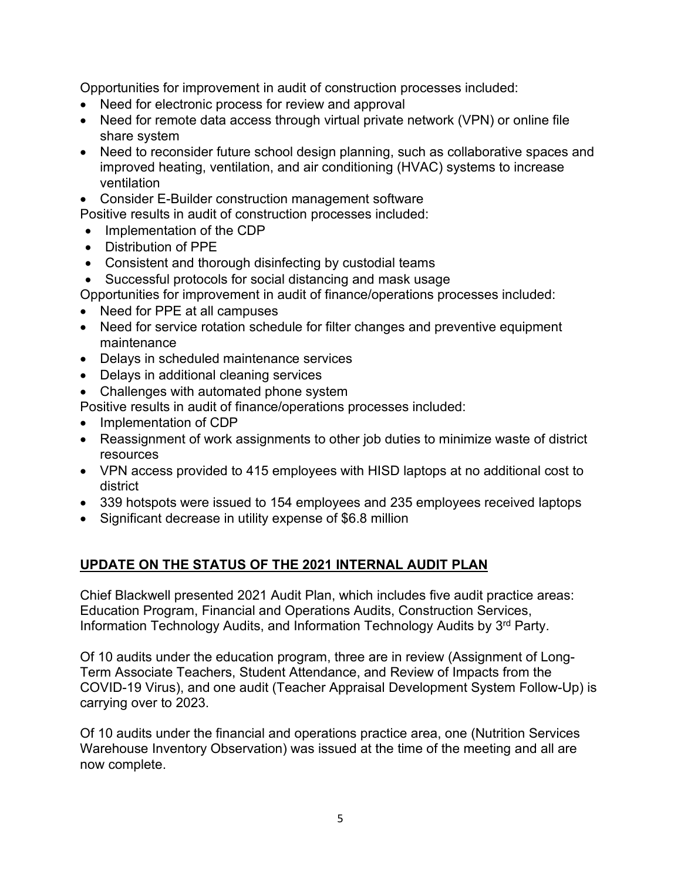Opportunities for improvement in audit of construction processes included:

- Need for electronic process for review and approval
- Need for remote data access through virtual private network (VPN) or online file share system
- Need to reconsider future school design planning, such as collaborative spaces and improved heating, ventilation, and air conditioning (HVAC) systems to increase ventilation
- Consider E-Builder construction management software

Positive results in audit of construction processes included:

- Implementation of the CDP
- Distribution of PPE
- Consistent and thorough disinfecting by custodial teams
- Successful protocols for social distancing and mask usage

Opportunities for improvement in audit of finance/operations processes included:

- Need for PPE at all campuses
- Need for service rotation schedule for filter changes and preventive equipment maintenance
- Delays in scheduled maintenance services
- Delays in additional cleaning services
- Challenges with automated phone system

Positive results in audit of finance/operations processes included:

- Implementation of CDP
- Reassignment of work assignments to other job duties to minimize waste of district resources
- VPN access provided to 415 employees with HISD laptops at no additional cost to district
- 339 hotspots were issued to 154 employees and 235 employees received laptops
- Significant decrease in utility expense of $6.8 million

## UPDATE ON THE STATUS OF THE 2021 INTERNAL AUDIT PLAN

Chief Blackwell presented 2021 Audit Plan, which includes five audit practice areas: Education Program, Financial and Operations Audits, Construction Services, Information Technology Audits, and Information Technology Audits by 3rd Party.

Of 10 audits under the education program, three are in review (Assignment of Long-Term Associate Teachers, Student Attendance, and Review of Impacts from the COVID-19 Virus), and one audit (Teacher Appraisal Development System Follow-Up) is carrying over to 2023.

Of 10 audits under the financial and operations practice area, one (Nutrition Services Warehouse Inventory Observation) was issued at the time of the meeting and all are now complete.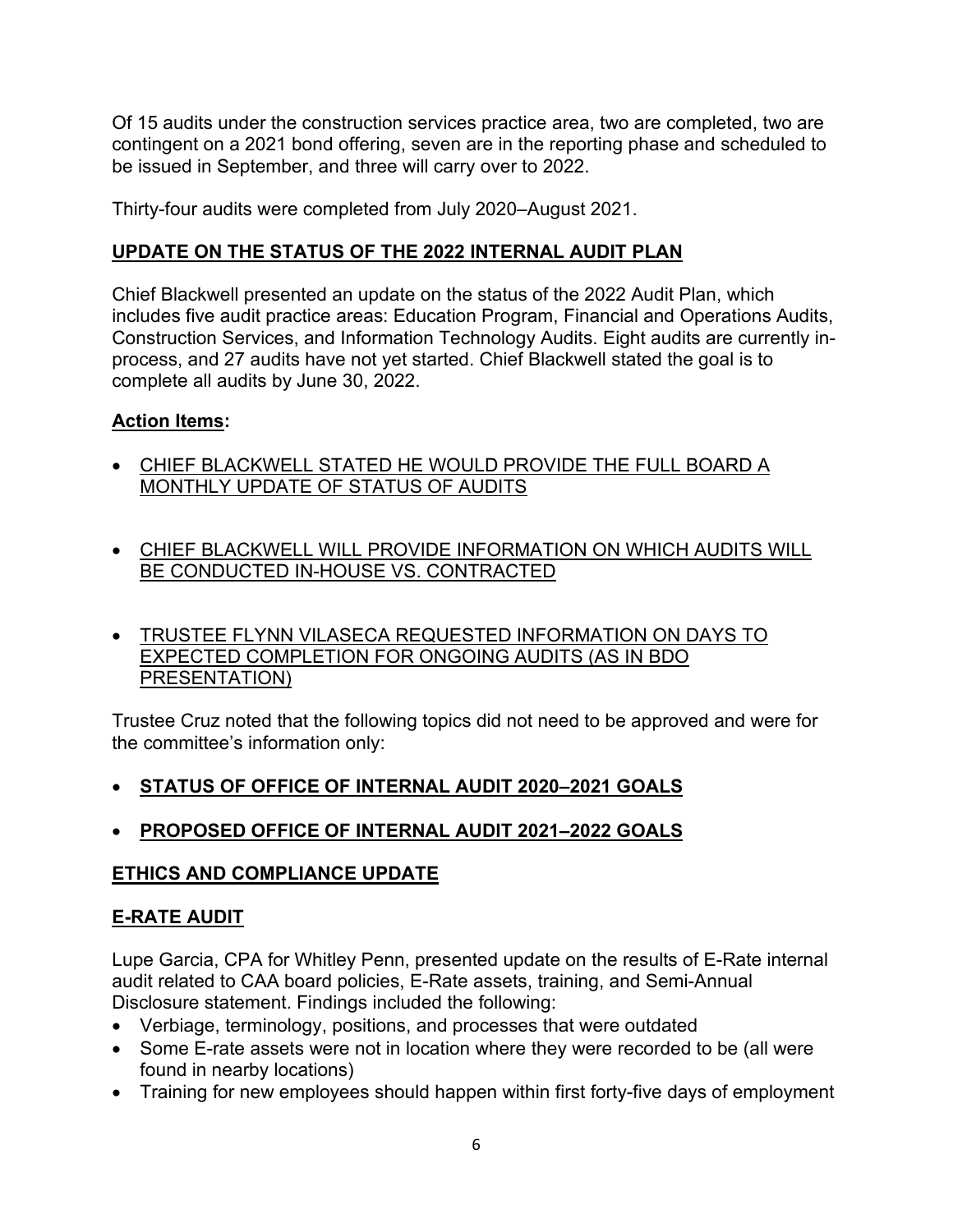Of 15 audits under the construction services practice area, two are completed, two are contingent on a 2021 bond offering, seven are in the reporting phase and scheduled to be issued in September, and three will carry over to 2022.

Thirty-four audits were completed from July 2020–August 2021.

## UPDATE ON THE STATUS OF THE 2022 INTERNAL AUDIT PLAN

Chief Blackwell presented an update on the status of the 2022 Audit Plan, which includes five audit practice areas: Education Program, Financial and Operations Audits, Construction Services, and Information Technology Audits. Eight audits are currently in-process, and 27 audits have not yet started. Chief Blackwell stated the goal is to complete all audits by June 30, 2022.

## Action Items:

- CHIEF BLACKWELL STATED HE WOULD PROVIDE THE FULL BOARD A MONTHLY UPDATE OF STATUS OF AUDITS
- CHIEF BLACKWELL WILL PROVIDE INFORMATION ON WHICH AUDITS WILL BE CONDUCTED IN-HOUSE VS. CONTRACTED
- TRUSTEE FLYNN VILASECA REQUESTED INFORMATION ON DAYS TO EXPECTED COMPLETION FOR ONGOING AUDITS (AS IN BDO PRESENTATION)

Trustee Cruz noted that the following topics did not need to be approved and were for the committee's information only:

- **STATUS OF OFFICE OF INTERNAL AUDIT 2020–2021 GOALS**
- **PROPOSED OFFICE OF INTERNAL AUDIT 2021–2022 GOALS**

## ETHICS AND COMPLIANCE UPDATE

## E-RATE AUDIT

Lupe Garcia, CPA for Whitley Penn, presented update on the results of E-Rate internal audit related to CAA board policies, E-Rate assets, training, and Semi-Annual Disclosure statement. Findings included the following:

- Verbiage, terminology, positions, and processes that were outdated
- Some E-rate assets were not in location where they were recorded to be (all were found in nearby locations)
- Training for new employees should happen within first forty-five days of employment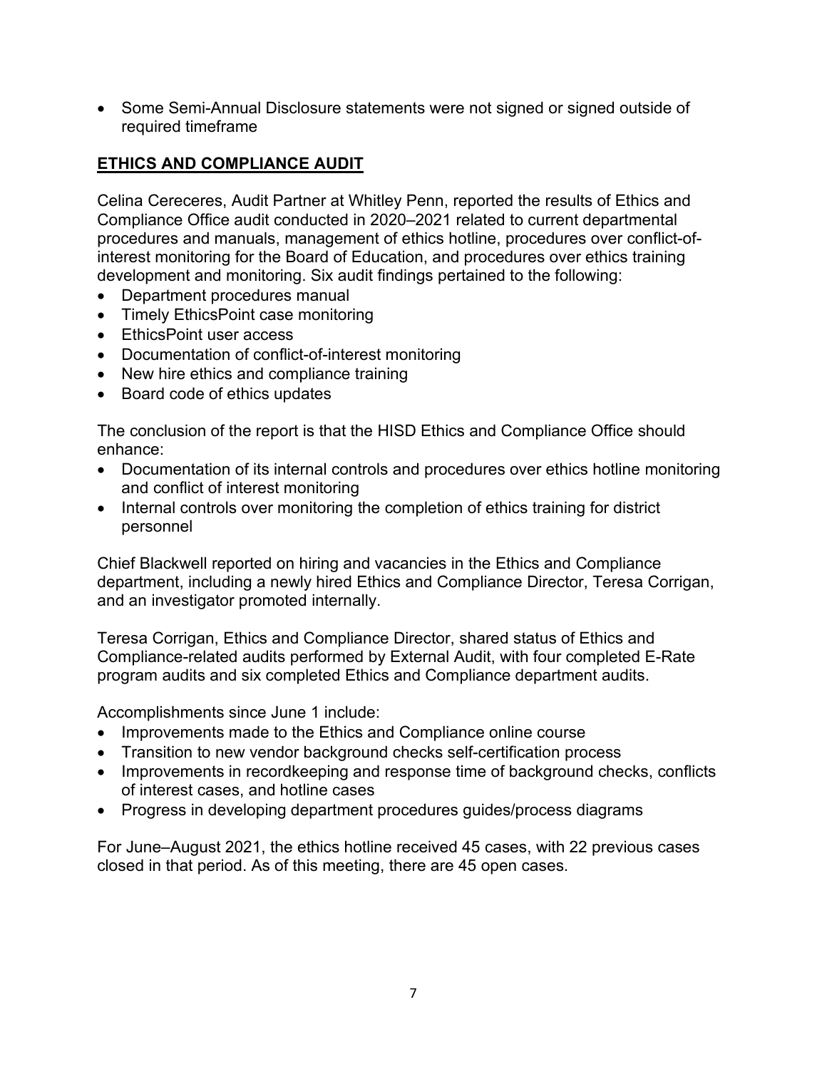- Some Semi-Annual Disclosure statements were not signed or signed outside of required timeframe

## **ETHICS AND COMPLIANCE AUDIT**

Celina Cereceres, Audit Partner at Whitley Penn, reported the results of Ethics and Compliance Office audit conducted in 2020–2021 related to current departmental procedures and manuals, management of ethics hotline, procedures over conflict-of-interest monitoring for the Board of Education, and procedures over ethics training development and monitoring. Six audit findings pertained to the following:

- Department procedures manual
- Timely EthicsPoint case monitoring
- EthicsPoint user access
- Documentation of conflict-of-interest monitoring
- New hire ethics and compliance training
- Board code of ethics updates

The conclusion of the report is that the HISD Ethics and Compliance Office should enhance:

- Documentation of its internal controls and procedures over ethics hotline monitoring and conflict of interest monitoring
- Internal controls over monitoring the completion of ethics training for district personnel

Chief Blackwell reported on hiring and vacancies in the Ethics and Compliance department, including a newly hired Ethics and Compliance Director, Teresa Corrigan, and an investigator promoted internally.

Teresa Corrigan, Ethics and Compliance Director, shared status of Ethics and Compliance-related audits performed by External Audit, with four completed E-Rate program audits and six completed Ethics and Compliance department audits.

Accomplishments since June 1 include:

- Improvements made to the Ethics and Compliance online course
- Transition to new vendor background checks self-certification process
- Improvements in recordkeeping and response time of background checks, conflicts of interest cases, and hotline cases
- Progress in developing department procedures guides/process diagrams

For June–August 2021, the ethics hotline received 45 cases, with 22 previous cases closed in that period. As of this meeting, there are 45 open cases.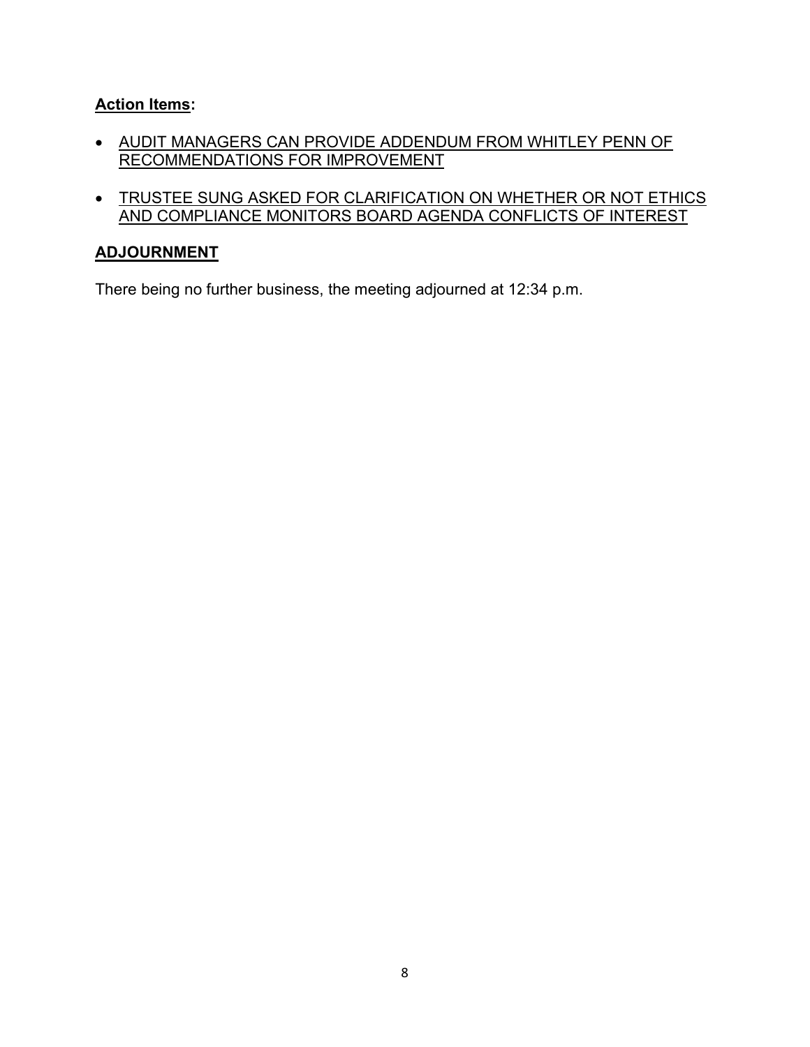**Action Items:**

- AUDIT MANAGERS CAN PROVIDE ADDENDUM FROM WHITLEY PENN OF RECOMMENDATIONS FOR IMPROVEMENT

- TRUSTEE SUNG ASKED FOR CLARIFICATION ON WHETHER OR NOT ETHICS AND COMPLIANCE MONITORS BOARD AGENDA CONFLICTS OF INTEREST

**ADJOURNMENT**

There being no further business, the meeting adjourned at 12:34 p.m.